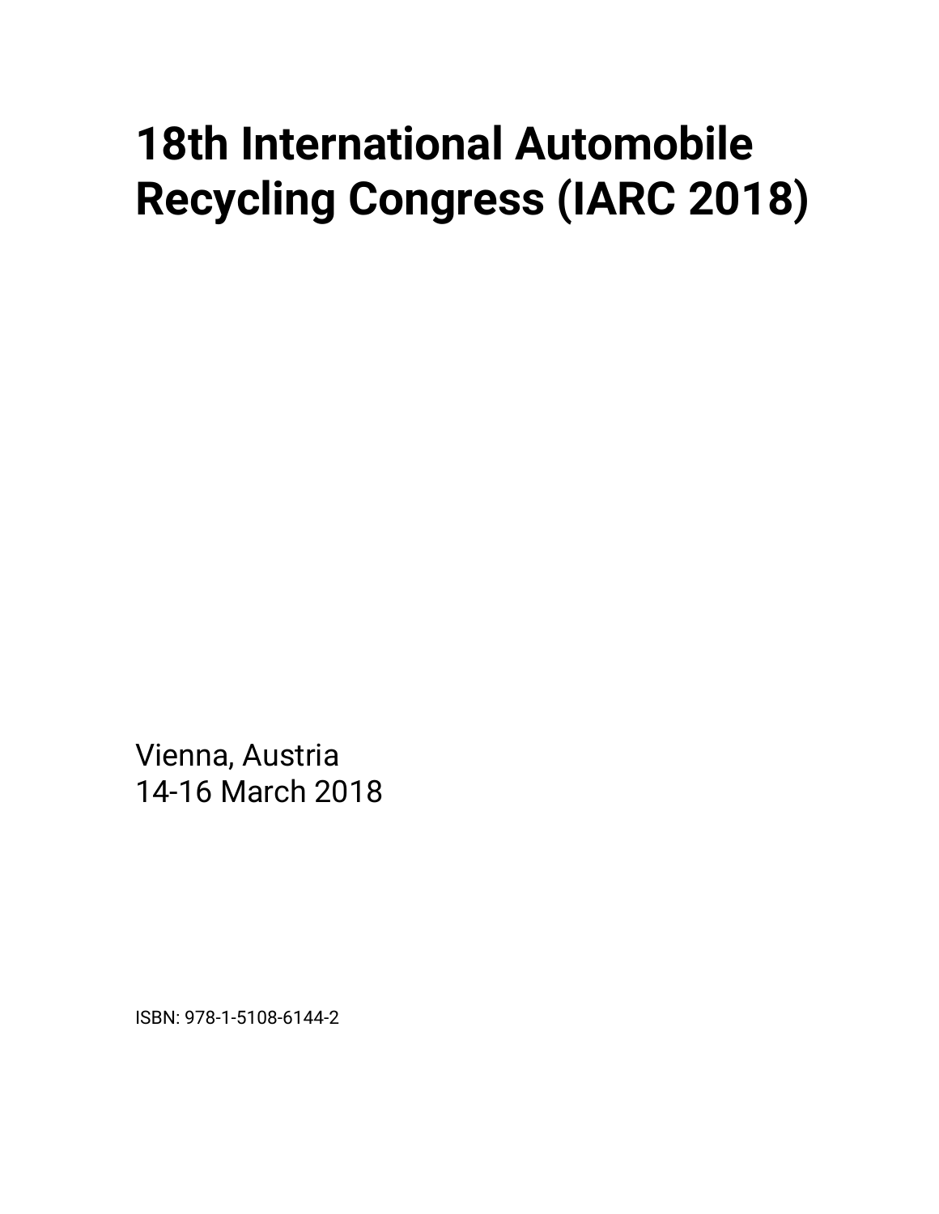# 18th International Automobile Recycling Congress (IARC 2018)

Vienna, Austria
14-16 March 2018

ISBN: 978-1-5108-6144-2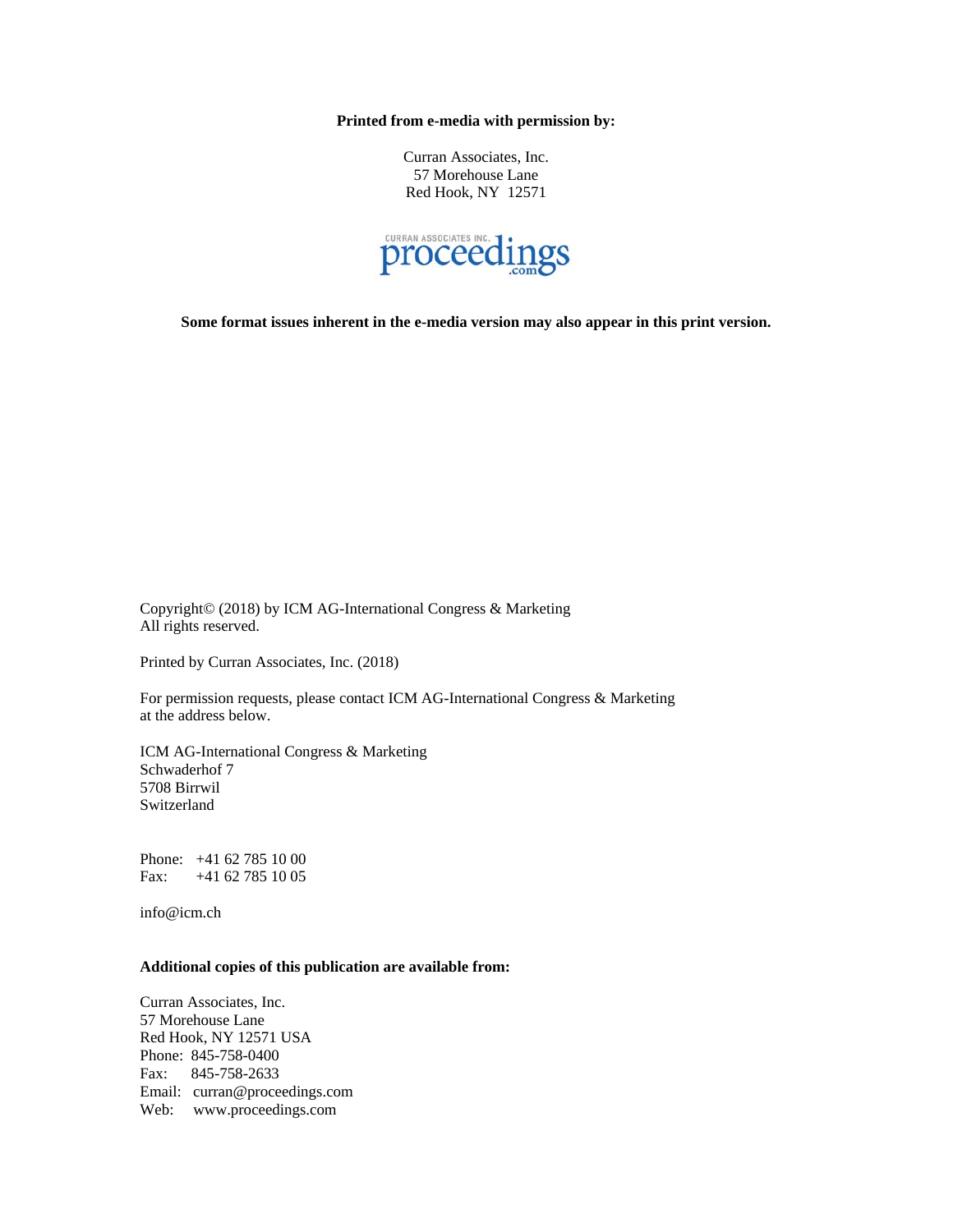**Printed from e-media with permission by:**

Curran Associates, Inc.
57 Morehouse Lane
Red Hook, NY 12571

CURRAN ASSOCIATES INC. proceedings .com

**Some format issues inherent in the e-media version may also appear in this print version.**

Copyright© (2018) by ICM AG-International Congress & Marketing
All rights reserved.

Printed by Curran Associates, Inc. (2018)

For permission requests, please contact ICM AG-International Congress & Marketing at the address below.

ICM AG-International Congress & Marketing
Schwaderhof 7
5708 Birrwil
Switzerland

Phone: +41 62 785 10 00
Fax: +41 62 785 10 05

info@icm.ch

**Additional copies of this publication are available from:**

Curran Associates, Inc.
57 Morehouse Lane
Red Hook, NY 12571 USA
Phone: 845-758-0400
Fax: 845-758-2633
Email: curran@proceedings.com
Web: www.proceedings.com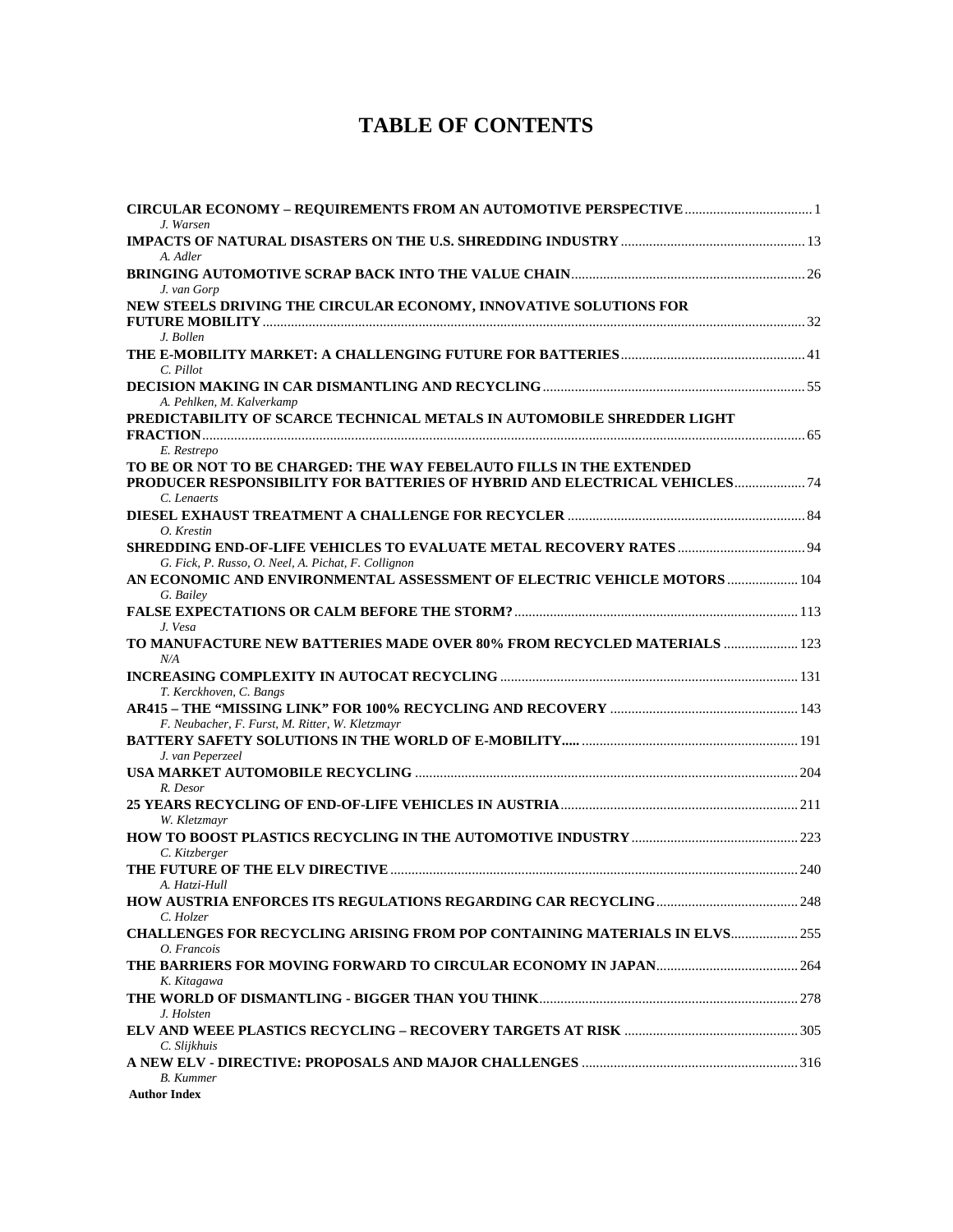# TABLE OF CONTENTS

**CIRCULAR ECONOMY – REQUIREMENTS FROM AN AUTOMOTIVE PERSPECTIVE** .................................... 1
*J. Warsen*

**IMPACTS OF NATURAL DISASTERS ON THE U.S. SHREDDING INDUSTRY** .................................... 13
*A. Adler*

**BRINGING AUTOMOTIVE SCRAP BACK INTO THE VALUE CHAIN** .................................... 26
*J. van Gorp*

**NEW STEELS DRIVING THE CIRCULAR ECONOMY, INNOVATIVE SOLUTIONS FOR FUTURE MOBILITY** .................................... 32
*J. Bollen*

**THE E-MOBILITY MARKET: A CHALLENGING FUTURE FOR BATTERIES** .................................... 41
*C. Pillot*

**DECISION MAKING IN CAR DISMANTLING AND RECYCLING** .................................... 55
*A. Pehlken, M. Kalverkamp*

**PREDICTABILITY OF SCARCE TECHNICAL METALS IN AUTOMOBILE SHREDDER LIGHT FRACTION** .................................... 65
*E. Restrepo*

**TO BE OR NOT TO BE CHARGED: THE WAY FEBELAUTO FILLS IN THE EXTENDED PRODUCER RESPONSIBILITY FOR BATTERIES OF HYBRID AND ELECTRICAL VEHICLES** .................................... 74
*C. Lenaerts*

**DIESEL EXHAUST TREATMENT A CHALLENGE FOR RECYCLER** .................................... 84
*O. Krestin*

**SHREDDING END-OF-LIFE VEHICLES TO EVALUATE METAL RECOVERY RATES** .................................... 94
*G. Fick, P. Russo, O. Neel, A. Pichat, F. Collignon*

**AN ECONOMIC AND ENVIRONMENTAL ASSESSMENT OF ELECTRIC VEHICLE MOTORS** .................................... 104
*G. Bailey*

**FALSE EXPECTATIONS OR CALM BEFORE THE STORM?** .................................... 113
*J. Vesa*

**TO MANUFACTURE NEW BATTERIES MADE OVER 80% FROM RECYCLED MATERIALS** .................................... 123
*N/A*

**INCREASING COMPLEXITY IN AUTOCAT RECYCLING** .................................... 131
*T. Kerckhoven, C. Bangs*

**AR415 – THE "MISSING LINK" FOR 100% RECYCLING AND RECOVERY** .................................... 143
*F. Neubacher, F. Furst, M. Ritter, W. Kletzmayr*

**BATTERY SAFETY SOLUTIONS IN THE WORLD OF E-MOBILITY.....** .................................... 191
*J. van Peperzeel*

**USA MARKET AUTOMOBILE RECYCLING** .................................... 204
*R. Desor*

**25 YEARS RECYCLING OF END-OF-LIFE VEHICLES IN AUSTRIA** .................................... 211
*W. Kletzmayr*

**HOW TO BOOST PLASTICS RECYCLING IN THE AUTOMOTIVE INDUSTRY** .................................... 223
*C. Kitzberger*

**THE FUTURE OF THE ELV DIRECTIVE** .................................... 240
*A. Hatzi-Hull*

**HOW AUSTRIA ENFORCES ITS REGULATIONS REGARDING CAR RECYCLING** .................................... 248
*C. Holzer*

**CHALLENGES FOR RECYCLING ARISING FROM POP CONTAINING MATERIALS IN ELVS** .................................... 255
*O. Francois*

**THE BARRIERS FOR MOVING FORWARD TO CIRCULAR ECONOMY IN JAPAN** .................................... 264
*K. Kitagawa*

**THE WORLD OF DISMANTLING - BIGGER THAN YOU THINK** .................................... 278
*J. Holsten*

**ELV AND WEEE PLASTICS RECYCLING – RECOVERY TARGETS AT RISK** .................................... 305
*C. Slijkhuis*

**A NEW ELV - DIRECTIVE: PROPOSALS AND MAJOR CHALLENGES** .................................... 316
*B. Kummer*

**Author Index**